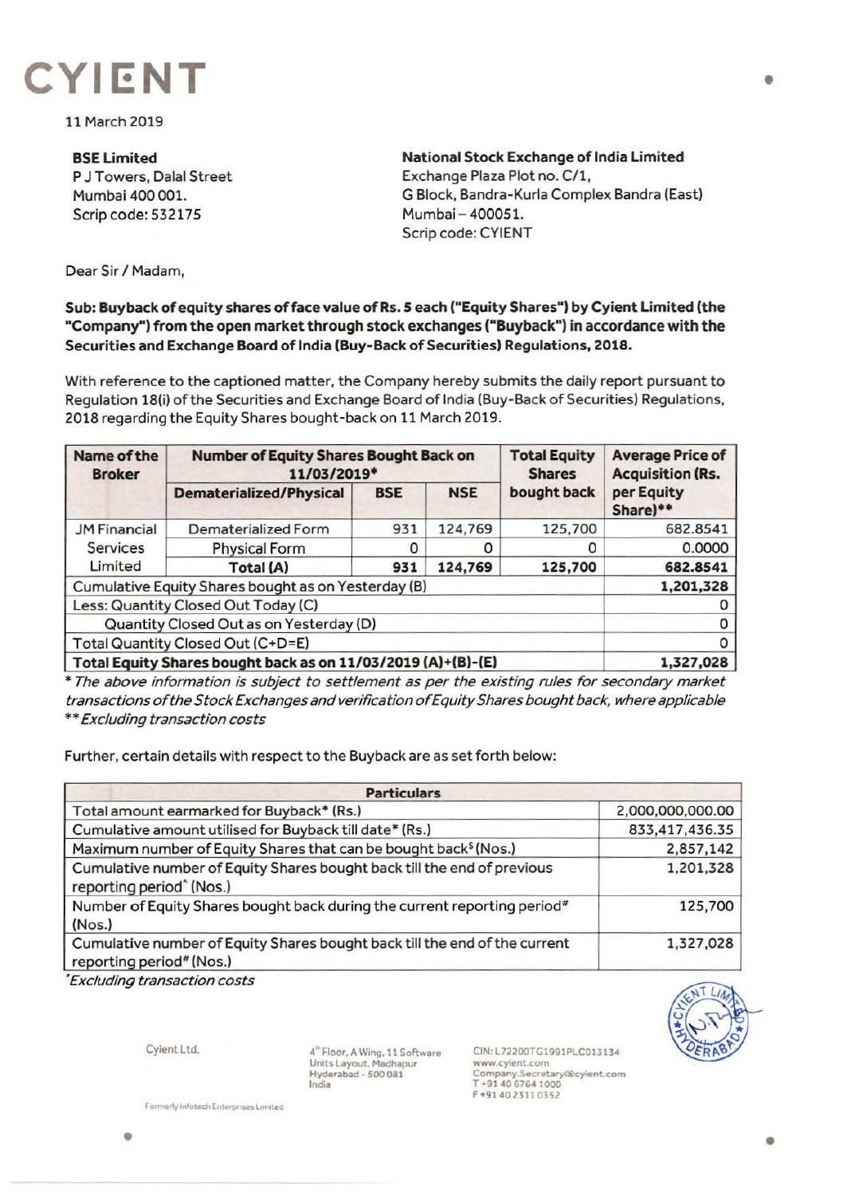# CYIENT

11 March 2019

**BSE Limited**
P J Towers, Dalal Street
Mumbai 400 001.
Scrip code: 532175

**National Stock Exchange of India Limited**
Exchange Plaza Plot no. C/1,
G Block, Bandra-Kurla Complex Bandra (East)
Mumbai – 400051.
Scrip code: CYIENT

Dear Sir / Madam,

**Sub: Buyback of equity shares of face value of Rs. 5 each ("Equity Shares") by Cyient Limited (the "Company") from the open market through stock exchanges ("Buyback") in accordance with the Securities and Exchange Board of India (Buy-Back of Securities) Regulations, 2018.**

With reference to the captioned matter, the Company hereby submits the daily report pursuant to Regulation 18(i) of the Securities and Exchange Board of India (Buy-Back of Securities) Regulations, 2018 regarding the Equity Shares bought-back on 11 March 2019.

| Name of the Broker | Number of Equity Shares Bought Back on 11/03/2019* | | | Total Equity Shares bought back | Average Price of Acquisition (Rs. per Equity Share)** |
|---|---|---|---|---|---|
| | Dematerialized/Physical | BSE | NSE | | |
| JM Financial Services Limited | Dematerialized Form | 931 | 124,769 | 125,700 | 682.8541 |
| | Physical Form | 0 | 0 | 0 | 0.0000 |
| | **Total (A)** | **931** | **124,769** | **125,700** | **682.8541** |
| Cumulative Equity Shares bought as on Yesterday (B) | | | | | **1,201,328** |
| Less: Quantity Closed Out Today (C) | | | | | 0 |
| Quantity Closed Out as on Yesterday (D) | | | | | 0 |
| Total Quantity Closed Out (C+D=E) | | | | | 0 |
| **Total Equity Shares bought back as on 11/03/2019 (A)+(B)-(E)** | | | | | **1,327,028** |

*\* The above information is subject to settlement as per the existing rules for secondary market transactions of the Stock Exchanges and verification of Equity Shares bought back, where applicable*
*\*\* Excluding transaction costs*

Further, certain details with respect to the Buyback are as set forth below:

| Particulars | |
|---|---|
| Total amount earmarked for Buyback* (Rs.) | 2,000,000,000.00 |
| Cumulative amount utilised for Buyback till date* (Rs.) | 833,417,436.35 |
| Maximum number of Equity Shares that can be bought back$ (Nos.) | 2,857,142 |
| Cumulative number of Equity Shares bought back till the end of previous reporting period^ (Nos.) | 1,201,328 |
| Number of Equity Shares bought back during the current reporting period# (Nos.) | 125,700 |
| Cumulative number of Equity Shares bought back till the end of the current reporting period# (Nos.) | 1,327,028 |

*\*Excluding transaction costs*

Cyient Ltd.
4th Floor, A Wing, 11 Software Units Layout, Madhapur Hyderabad - 500 081 India
CIN: L72200TG1991PLC013134
www.cyient.com
Company.Secretary@cyient.com
T +91 40 6764 1000
F +91 40 2311 0352

Formerly Infotech Enterprises Limited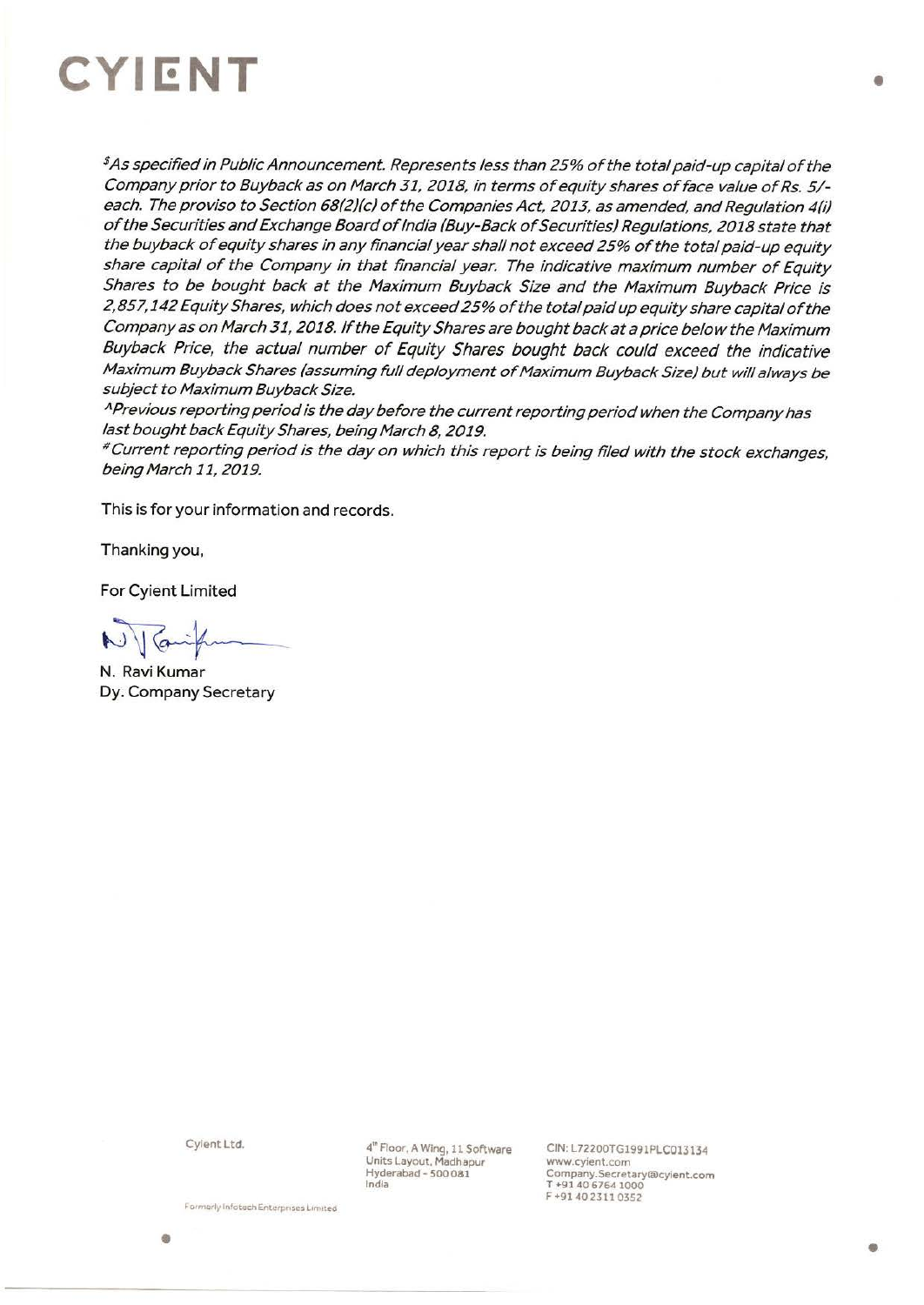*$As specified in Public Announcement. Represents less than 25% of the total paid-up capital of the Company prior to Buyback as on March 31, 2018, in terms of equity shares of face value of Rs. 5/- each. The proviso to Section 68(2)(c) of the Companies Act, 2013, as amended, and Regulation 4(i) of the Securities and Exchange Board of India (Buy-Back of Securities) Regulations, 2018 state that the buyback of equity shares in any financial year shall not exceed 25% of the total paid-up equity share capital of the Company in that financial year. The indicative maximum number of Equity Shares to be bought back at the Maximum Buyback Size and the Maximum Buyback Price is 2,857,142 Equity Shares, which does not exceed 25% of the total paid up equity share capital of the Company as on March 31, 2018. If the Equity Shares are bought back at a price below the Maximum Buyback Price, the actual number of Equity Shares bought back could exceed the indicative Maximum Buyback Shares (assuming full deployment of Maximum Buyback Size) but will always be subject to Maximum Buyback Size.*

*^Previous reporting period is the day before the current reporting period when the Company has last bought back Equity Shares, being March 8, 2019.*

*#Current reporting period is the day on which this report is being filed with the stock exchanges, being March 11, 2019.*

This is for your information and records.

Thanking you,

For Cyient Limited

N. Ravi Kumar
Dy. Company Secretary

Cyient Ltd.

4th Floor, A Wing, 11 Software Units Layout, Madhapur Hyderabad - 500 081 India

CIN: L72200TG1991PLC013134
www.cyient.com
Company.Secretary@cyient.com
T +91 40 6764 1000
F +91 40 2311 0352

Formerly Infotech Enterprises Limited